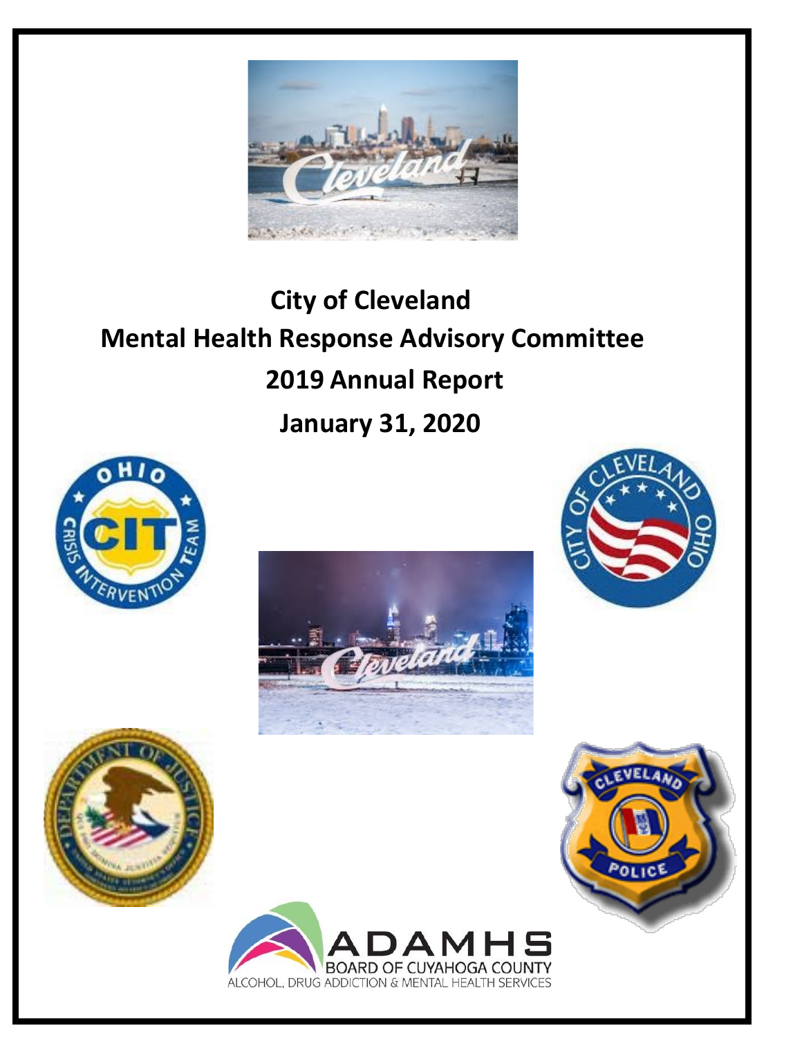# City of Cleveland
# Mental Health Response Advisory Committee
# 2019 Annual Report
# January 31, 2020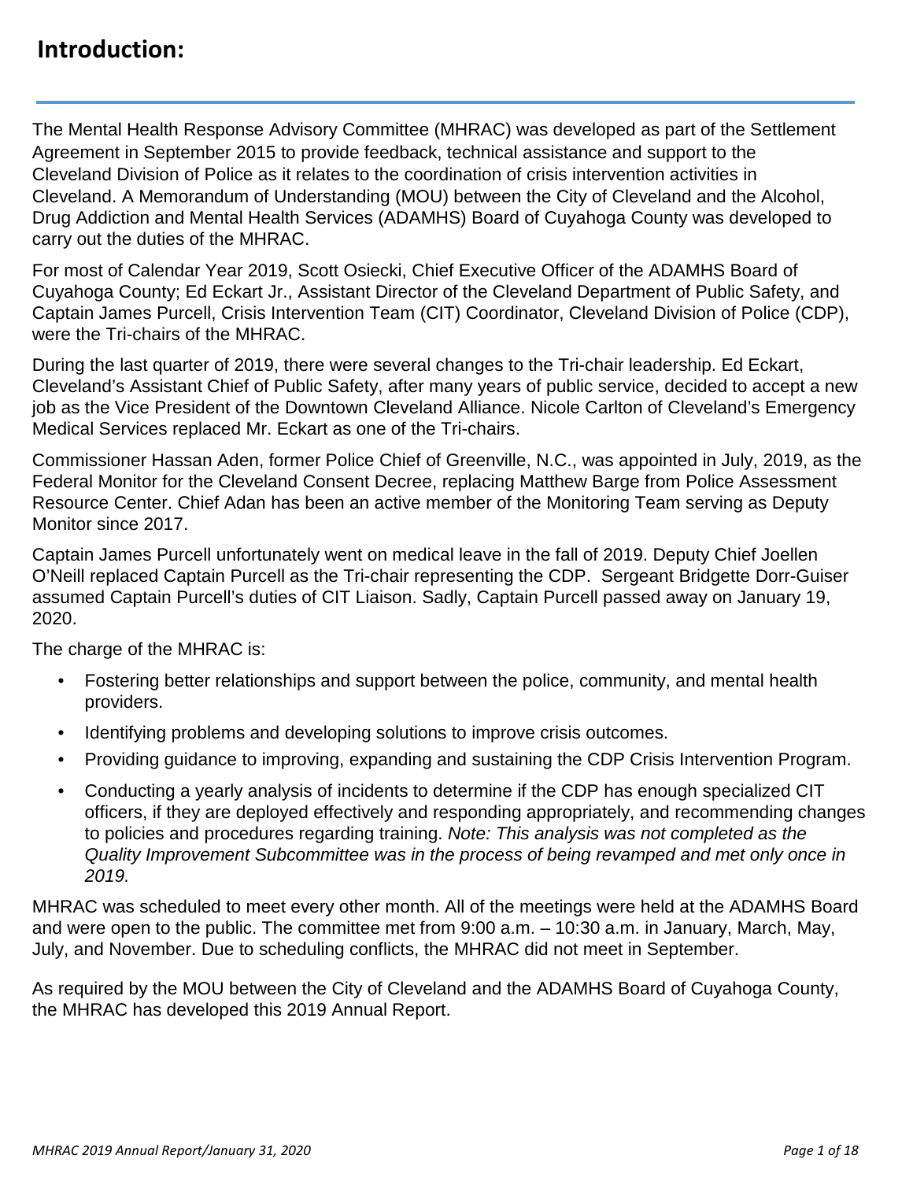## Introduction:

The Mental Health Response Advisory Committee (MHRAC) was developed as part of the Settlement Agreement in September 2015 to provide feedback, technical assistance and support to the Cleveland Division of Police as it relates to the coordination of crisis intervention activities in Cleveland. A Memorandum of Understanding (MOU) between the City of Cleveland and the Alcohol, Drug Addiction and Mental Health Services (ADAMHS) Board of Cuyahoga County was developed to carry out the duties of the MHRAC.

For most of Calendar Year 2019, Scott Osiecki, Chief Executive Officer of the ADAMHS Board of Cuyahoga County; Ed Eckart Jr., Assistant Director of the Cleveland Department of Public Safety, and Captain James Purcell, Crisis Intervention Team (CIT) Coordinator, Cleveland Division of Police (CDP), were the Tri-chairs of the MHRAC.

During the last quarter of 2019, there were several changes to the Tri-chair leadership. Ed Eckart, Cleveland's Assistant Chief of Public Safety, after many years of public service, decided to accept a new job as the Vice President of the Downtown Cleveland Alliance. Nicole Carlton of Cleveland's Emergency Medical Services replaced Mr. Eckart as one of the Tri-chairs.

Commissioner Hassan Aden, former Police Chief of Greenville, N.C., was appointed in July, 2019, as the Federal Monitor for the Cleveland Consent Decree, replacing Matthew Barge from Police Assessment Resource Center. Chief Adan has been an active member of the Monitoring Team serving as Deputy Monitor since 2017.

Captain James Purcell unfortunately went on medical leave in the fall of 2019. Deputy Chief Joellen O'Neill replaced Captain Purcell as the Tri-chair representing the CDP. Sergeant Bridgette Dorr-Guiser assumed Captain Purcell's duties of CIT Liaison. Sadly, Captain Purcell passed away on January 19, 2020.

The charge of the MHRAC is:

- Fostering better relationships and support between the police, community, and mental health providers.
- Identifying problems and developing solutions to improve crisis outcomes.
- Providing guidance to improving, expanding and sustaining the CDP Crisis Intervention Program.
- Conducting a yearly analysis of incidents to determine if the CDP has enough specialized CIT officers, if they are deployed effectively and responding appropriately, and recommending changes to policies and procedures regarding training. *Note: This analysis was not completed as the Quality Improvement Subcommittee was in the process of being revamped and met only once in 2019.*

MHRAC was scheduled to meet every other month. All of the meetings were held at the ADAMHS Board and were open to the public. The committee met from 9:00 a.m. – 10:30 a.m. in January, March, May, July, and November. Due to scheduling conflicts, the MHRAC did not meet in September.

As required by the MOU between the City of Cleveland and the ADAMHS Board of Cuyahoga County, the MHRAC has developed this 2019 Annual Report.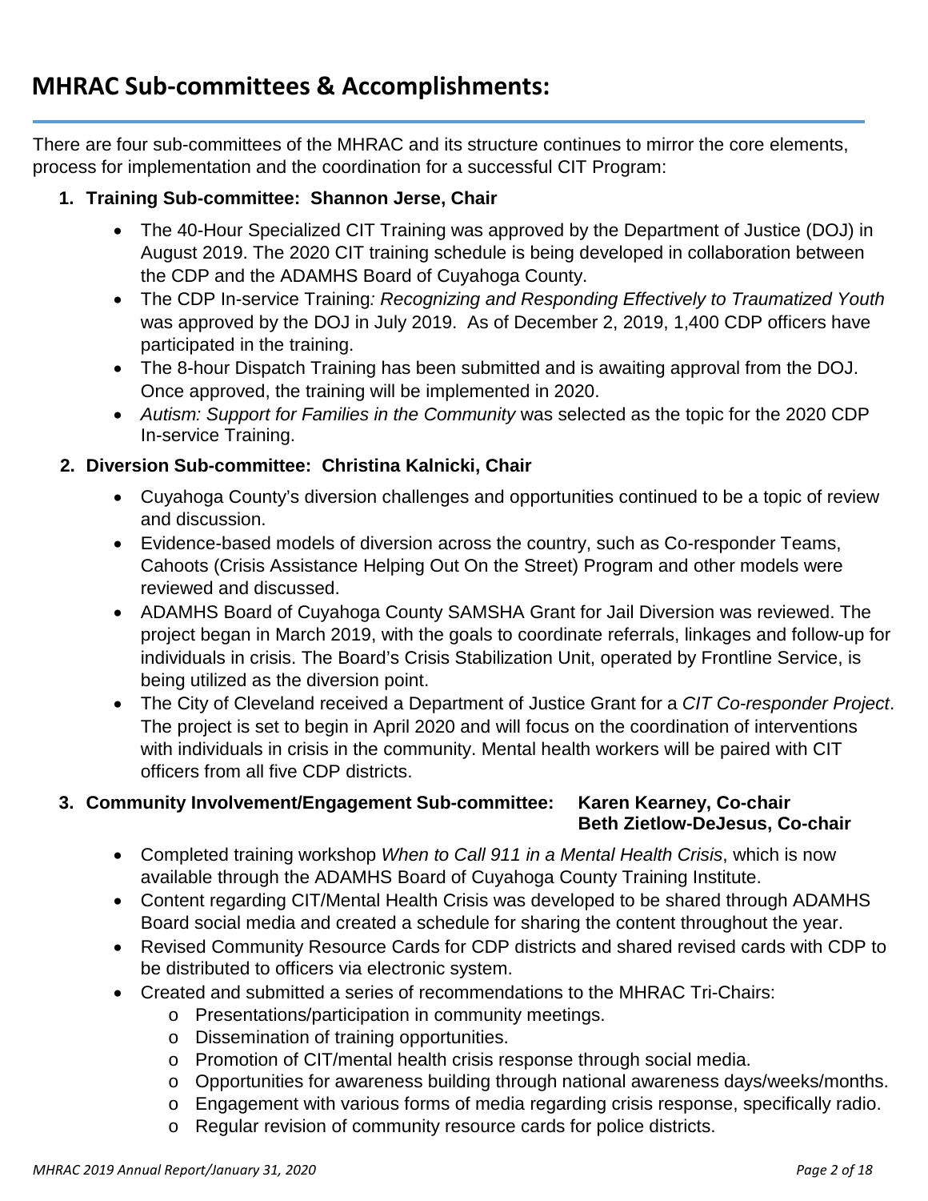## MHRAC Sub-committees & Accomplishments:

There are four sub-committees of the MHRAC and its structure continues to mirror the core elements, process for implementation and the coordination for a successful CIT Program:

1. **Training Sub-committee: Shannon Jerse, Chair**
   - The 40-Hour Specialized CIT Training was approved by the Department of Justice (DOJ) in August 2019. The 2020 CIT training schedule is being developed in collaboration between the CDP and the ADAMHS Board of Cuyahoga County.
   - The CDP In-service Training*: Recognizing and Responding Effectively to Traumatized Youth* was approved by the DOJ in July 2019. As of December 2, 2019, 1,400 CDP officers have participated in the training.
   - The 8-hour Dispatch Training has been submitted and is awaiting approval from the DOJ. Once approved, the training will be implemented in 2020.
   - *Autism: Support for Families in the Community* was selected as the topic for the 2020 CDP In-service Training.

2. **Diversion Sub-committee: Christina Kalnicki, Chair**
   - Cuyahoga County's diversion challenges and opportunities continued to be a topic of review and discussion.
   - Evidence-based models of diversion across the country, such as Co-responder Teams, Cahoots (Crisis Assistance Helping Out On the Street) Program and other models were reviewed and discussed.
   - ADAMHS Board of Cuyahoga County SAMSHA Grant for Jail Diversion was reviewed. The project began in March 2019, with the goals to coordinate referrals, linkages and follow-up for individuals in crisis. The Board's Crisis Stabilization Unit, operated by Frontline Service, is being utilized as the diversion point.
   - The City of Cleveland received a Department of Justice Grant for a *CIT Co-responder Project*. The project is set to begin in April 2020 and will focus on the coordination of interventions with individuals in crisis in the community. Mental health workers will be paired with CIT officers from all five CDP districts.

3. **Community Involvement/Engagement Sub-committee: Karen Kearney, Co-chair**
   **Beth Zietlow-DeJesus, Co-chair**
   - Completed training workshop *When to Call 911 in a Mental Health Crisis*, which is now available through the ADAMHS Board of Cuyahoga County Training Institute.
   - Content regarding CIT/Mental Health Crisis was developed to be shared through ADAMHS Board social media and created a schedule for sharing the content throughout the year.
   - Revised Community Resource Cards for CDP districts and shared revised cards with CDP to be distributed to officers via electronic system.
   - Created and submitted a series of recommendations to the MHRAC Tri-Chairs:
     - Presentations/participation in community meetings.
     - Dissemination of training opportunities.
     - Promotion of CIT/mental health crisis response through social media.
     - Opportunities for awareness building through national awareness days/weeks/months.
     - Engagement with various forms of media regarding crisis response, specifically radio.
     - Regular revision of community resource cards for police districts.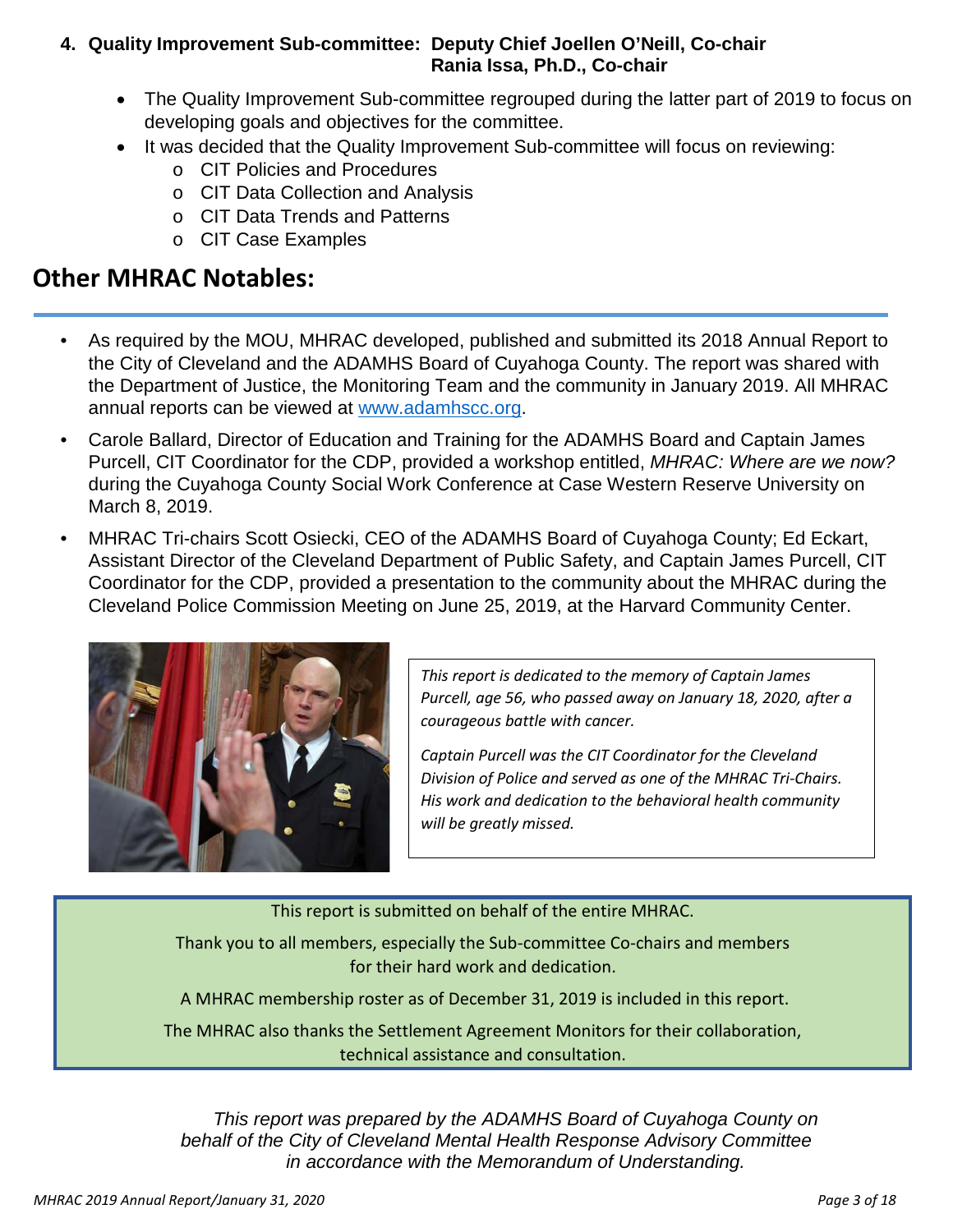**4. Quality Improvement Sub-committee: Deputy Chief Joellen O'Neill, Co-chair**
**Rania Issa, Ph.D., Co-chair**

- The Quality Improvement Sub-committee regrouped during the latter part of 2019 to focus on developing goals and objectives for the committee.
- It was decided that the Quality Improvement Sub-committee will focus on reviewing:
  - CIT Policies and Procedures
  - CIT Data Collection and Analysis
  - CIT Data Trends and Patterns
  - CIT Case Examples

## Other MHRAC Notables:

- As required by the MOU, MHRAC developed, published and submitted its 2018 Annual Report to the City of Cleveland and the ADAMHS Board of Cuyahoga County. The report was shared with the Department of Justice, the Monitoring Team and the community in January 2019. All MHRAC annual reports can be viewed at www.adamhscc.org.
- Carole Ballard, Director of Education and Training for the ADAMHS Board and Captain James Purcell, CIT Coordinator for the CDP, provided a workshop entitled, *MHRAC: Where are we now?* during the Cuyahoga County Social Work Conference at Case Western Reserve University on March 8, 2019.
- MHRAC Tri-chairs Scott Osiecki, CEO of the ADAMHS Board of Cuyahoga County; Ed Eckart, Assistant Director of the Cleveland Department of Public Safety, and Captain James Purcell, CIT Coordinator for the CDP, provided a presentation to the community about the MHRAC during the Cleveland Police Commission Meeting on June 25, 2019, at the Harvard Community Center.

*This report is dedicated to the memory of Captain James Purcell, age 56, who passed away on January 18, 2020, after a courageous battle with cancer.*

*Captain Purcell was the CIT Coordinator for the Cleveland Division of Police and served as one of the MHRAC Tri-Chairs. His work and dedication to the behavioral health community will be greatly missed.*

This report is submitted on behalf of the entire MHRAC.

Thank you to all members, especially the Sub-committee Co-chairs and members for their hard work and dedication.

A MHRAC membership roster as of December 31, 2019 is included in this report.

The MHRAC also thanks the Settlement Agreement Monitors for their collaboration, technical assistance and consultation.

*This report was prepared by the ADAMHS Board of Cuyahoga County on behalf of the City of Cleveland Mental Health Response Advisory Committee in accordance with the Memorandum of Understanding.*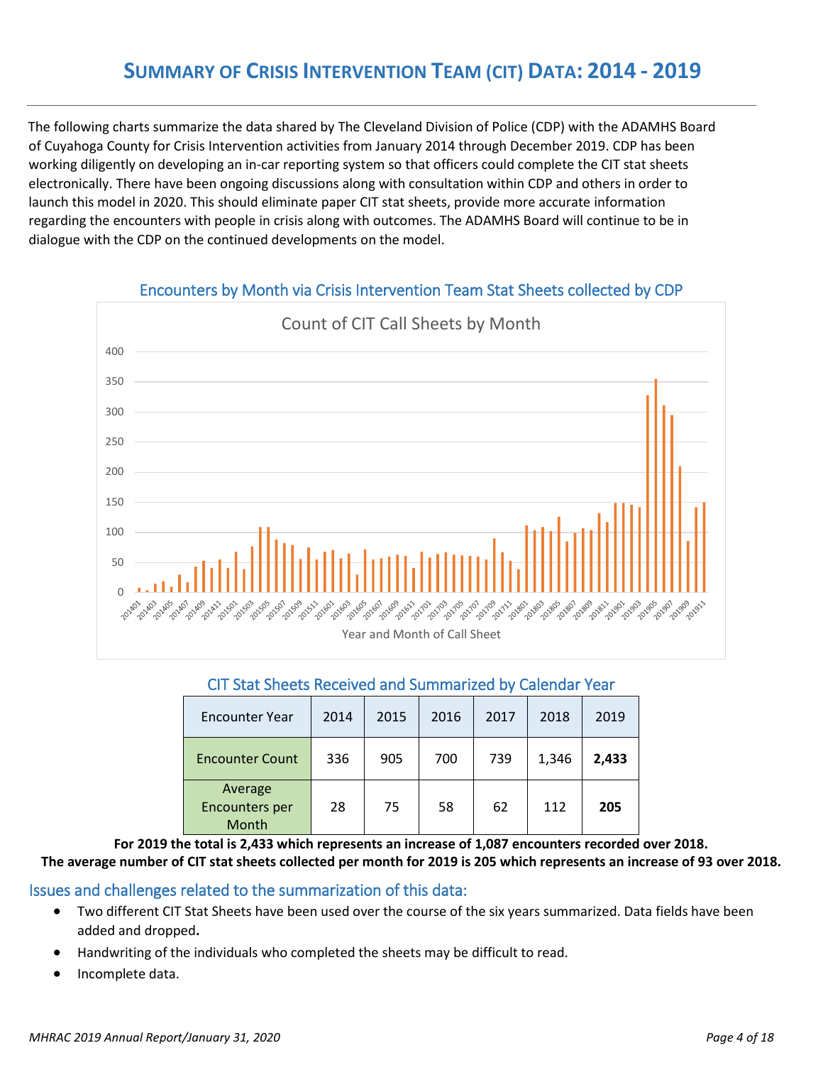# SUMMARY OF CRISIS INTERVENTION TEAM (CIT) DATA: 2014 - 2019

The following charts summarize the data shared by The Cleveland Division of Police (CDP) with the ADAMHS Board of Cuyahoga County for Crisis Intervention activities from January 2014 through December 2019. CDP has been working diligently on developing an in-car reporting system so that officers could complete the CIT stat sheets electronically. There have been ongoing discussions along with consultation within CDP and others in order to launch this model in 2020. This should eliminate paper CIT stat sheets, provide more accurate information regarding the encounters with people in crisis along with outcomes. The ADAMHS Board will continue to be in dialogue with the CDP on the continued developments on the model.

## Encounters by Month via Crisis Intervention Team Stat Sheets collected by CDP

Count of CIT Call Sheets by Month

Year and Month of Call Sheet

## CIT Stat Sheets Received and Summarized by Calendar Year

| Encounter Year | 2014 | 2015 | 2016 | 2017 | 2018 | 2019 |
|---|---|---|---|---|---|---|
| Encounter Count | 336 | 905 | 700 | 739 | 1,346 | **2,433** |
| Average Encounters per Month | 28 | 75 | 58 | 62 | 112 | **205** |

**For 2019 the total is 2,433 which represents an increase of 1,087 encounters recorded over 2018.**
**The average number of CIT stat sheets collected per month for 2019 is 205 which represents an increase of 93 over 2018.**

## Issues and challenges related to the summarization of this data:

- Two different CIT Stat Sheets have been used over the course of the six years summarized. Data fields have been added and dropped**.**
- Handwriting of the individuals who completed the sheets may be difficult to read.
- Incomplete data.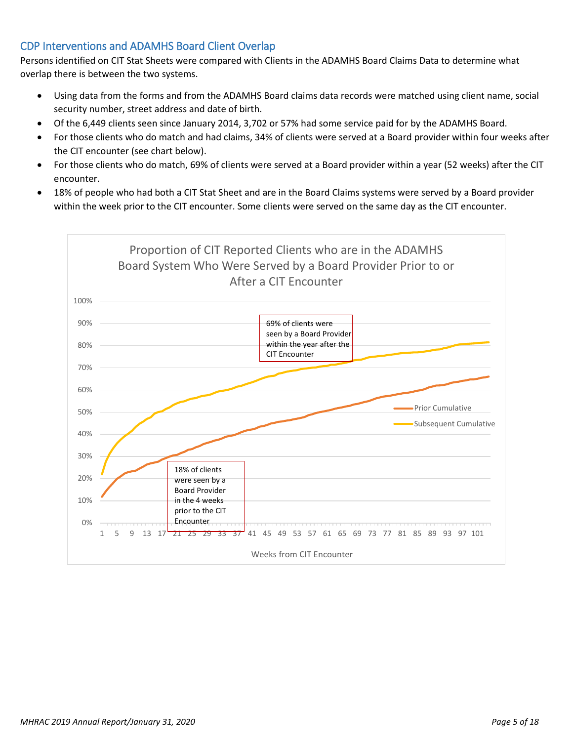## CDP Interventions and ADAMHS Board Client Overlap

Persons identified on CIT Stat Sheets were compared with Clients in the ADAMHS Board Claims Data to determine what overlap there is between the two systems.

- Using data from the forms and from the ADAMHS Board claims data records were matched using client name, social security number, street address and date of birth.
- Of the 6,449 clients seen since January 2014, 3,702 or 57% had some service paid for by the ADAMHS Board.
- For those clients who do match and had claims, 34% of clients were served at a Board provider within four weeks after the CIT encounter (see chart below).
- For those clients who do match, 69% of clients were served at a Board provider within a year (52 weeks) after the CIT encounter.
- 18% of people who had both a CIT Stat Sheet and are in the Board Claims systems were served by a Board provider within the week prior to the CIT encounter. Some clients were served on the same day as the CIT encounter.

Proportion of CIT Reported Clients who are in the ADAMHS Board System Who Were Served by a Board Provider Prior to or After a CIT Encounter

69% of clients were seen by a Board Provider within the year after the CIT Encounter

18% of clients were seen by a Board Provider in the 4 weeks prior to the CIT Encounter

Prior Cumulative
Subsequent Cumulative

Weeks from CIT Encounter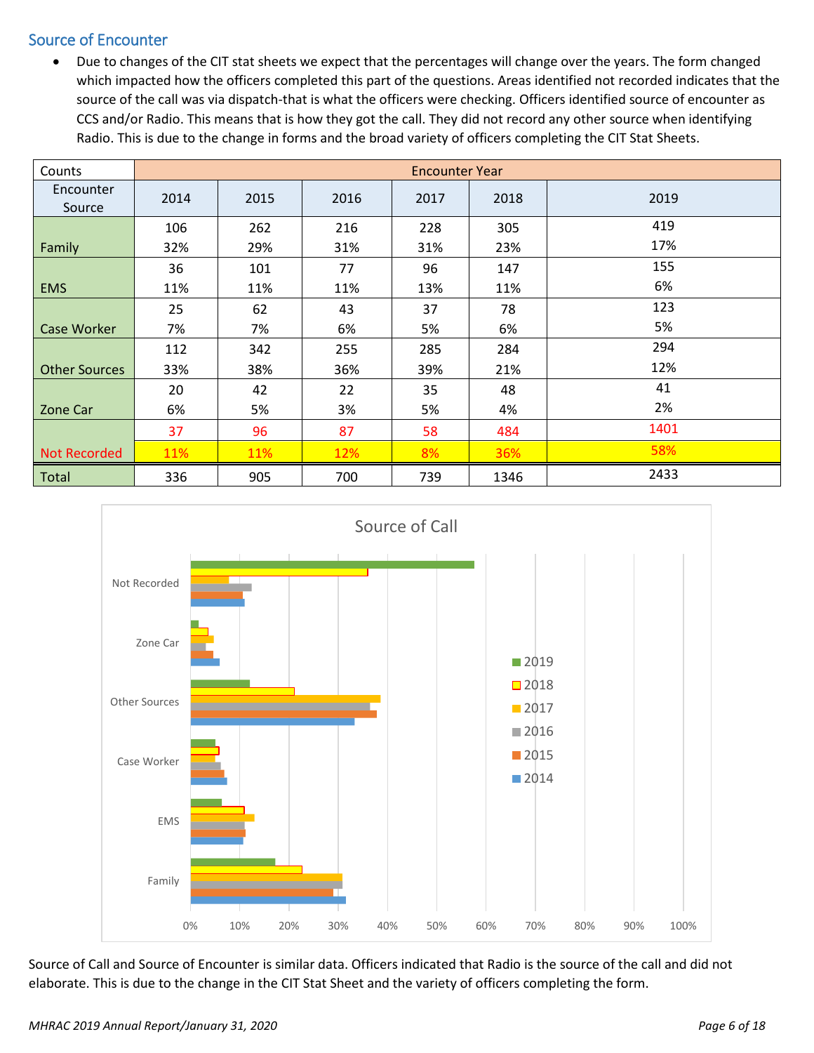## Source of Encounter

- Due to changes of the CIT stat sheets we expect that the percentages will change over the years. The form changed which impacted how the officers completed this part of the questions. Areas identified not recorded indicates that the source of the call was via dispatch-that is what the officers were checking. Officers identified source of encounter as CCS and/or Radio. This means that is how they got the call. They did not record any other source when identifying Radio. This is due to the change in forms and the broad variety of officers completing the CIT Stat Sheets.

| Counts | Encounter Year | | | | | |
|---|---|---|---|---|---|---|
| Encounter Source | 2014 | 2015 | 2016 | 2017 | 2018 | 2019 |
| Family | 106<br>32% | 262<br>29% | 216<br>31% | 228<br>31% | 305<br>23% | 419<br>17% |
| EMS | 36<br>11% | 101<br>11% | 77<br>11% | 96<br>13% | 147<br>11% | 155<br>6% |
| Case Worker | 25<br>7% | 62<br>7% | 43<br>6% | 37<br>5% | 78<br>6% | 123<br>5% |
| Other Sources | 112<br>33% | 342<br>38% | 255<br>36% | 285<br>39% | 284<br>21% | 294<br>12% |
| Zone Car | 20<br>6% | 42<br>5% | 22<br>3% | 35<br>5% | 48<br>4% | 41<br>2% |
| Not Recorded | 37<br>11% | 96<br>11% | 87<br>12% | 58<br>8% | 484<br>36% | 1401<br>58% |
| Total | 336 | 905 | 700 | 739 | 1346 | 2433 |

Source of Call

Source of Call and Source of Encounter is similar data. Officers indicated that Radio is the source of the call and did not elaborate. This is due to the change in the CIT Stat Sheet and the variety of officers completing the form.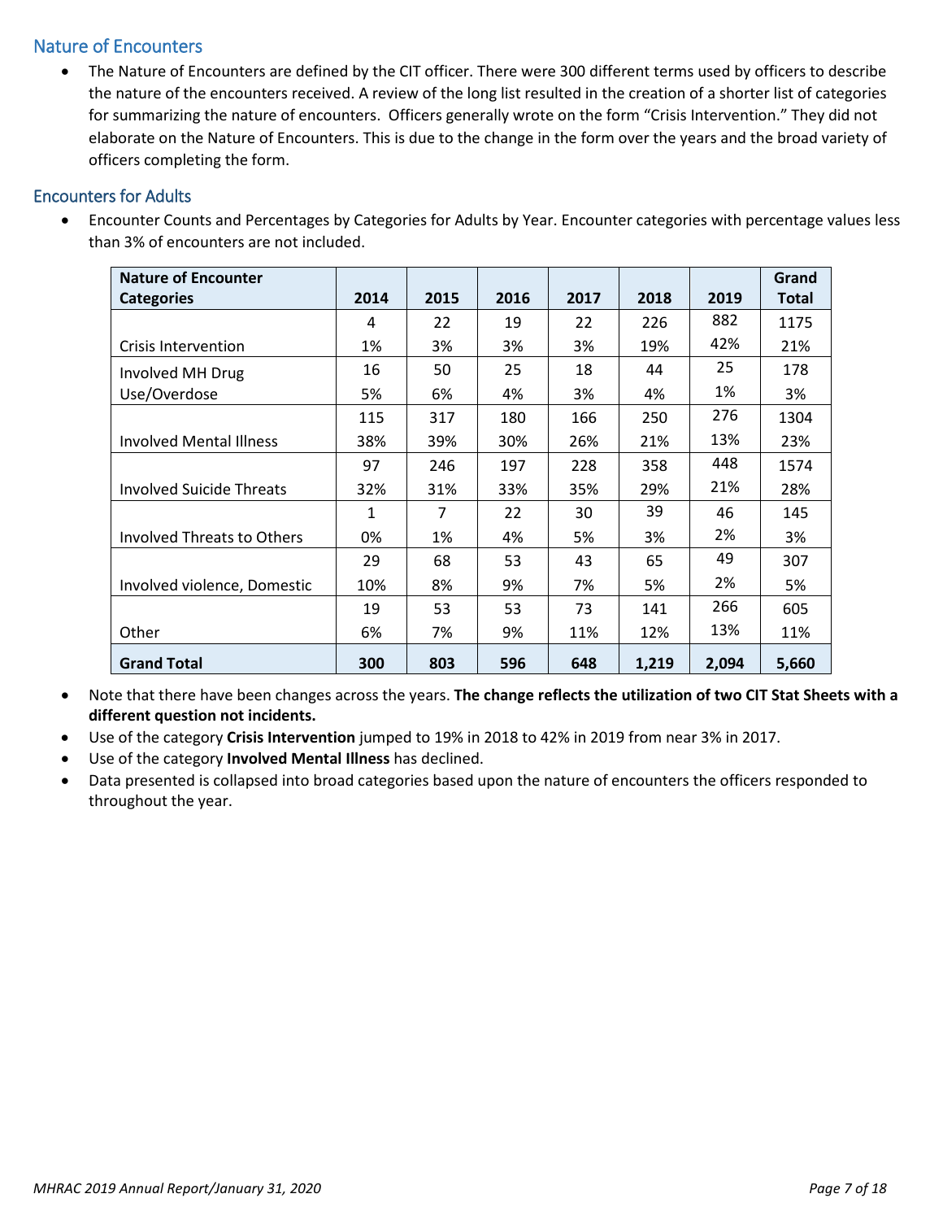## Nature of Encounters

- The Nature of Encounters are defined by the CIT officer. There were 300 different terms used by officers to describe the nature of the encounters received. A review of the long list resulted in the creation of a shorter list of categories for summarizing the nature of encounters. Officers generally wrote on the form "Crisis Intervention." They did not elaborate on the Nature of Encounters. This is due to the change in the form over the years and the broad variety of officers completing the form.

## Encounters for Adults

- Encounter Counts and Percentages by Categories for Adults by Year. Encounter categories with percentage values less than 3% of encounters are not included.

| Nature of Encounter Categories | 2014 | 2015 | 2016 | 2017 | 2018 | 2019 | Grand Total |
|---|---|---|---|---|---|---|---|
| Crisis Intervention | 4<br>1% | 22<br>3% | 19<br>3% | 22<br>3% | 226<br>19% | 882<br>42% | 1175<br>21% |
| Involved MH Drug Use/Overdose | 16<br>5% | 50<br>6% | 25<br>4% | 18<br>3% | 44<br>4% | 25<br>1% | 178<br>3% |
| Involved Mental Illness | 115<br>38% | 317<br>39% | 180<br>30% | 166<br>26% | 250<br>21% | 276<br>13% | 1304<br>23% |
| Involved Suicide Threats | 97<br>32% | 246<br>31% | 197<br>33% | 228<br>35% | 358<br>29% | 448<br>21% | 1574<br>28% |
| Involved Threats to Others | 1<br>0% | 7<br>1% | 22<br>4% | 30<br>5% | 39<br>3% | 46<br>2% | 145<br>3% |
| Involved violence, Domestic | 29<br>10% | 68<br>8% | 53<br>9% | 43<br>7% | 65<br>5% | 49<br>2% | 307<br>5% |
| Other | 19<br>6% | 53<br>7% | 53<br>9% | 73<br>11% | 141<br>12% | 266<br>13% | 605<br>11% |
| **Grand Total** | **300** | **803** | **596** | **648** | **1,219** | **2,094** | **5,660** |

- Note that there have been changes across the years. **The change reflects the utilization of two CIT Stat Sheets with a different question not incidents.**
- Use of the category **Crisis Intervention** jumped to 19% in 2018 to 42% in 2019 from near 3% in 2017.
- Use of the category **Involved Mental Illness** has declined.
- Data presented is collapsed into broad categories based upon the nature of encounters the officers responded to throughout the year.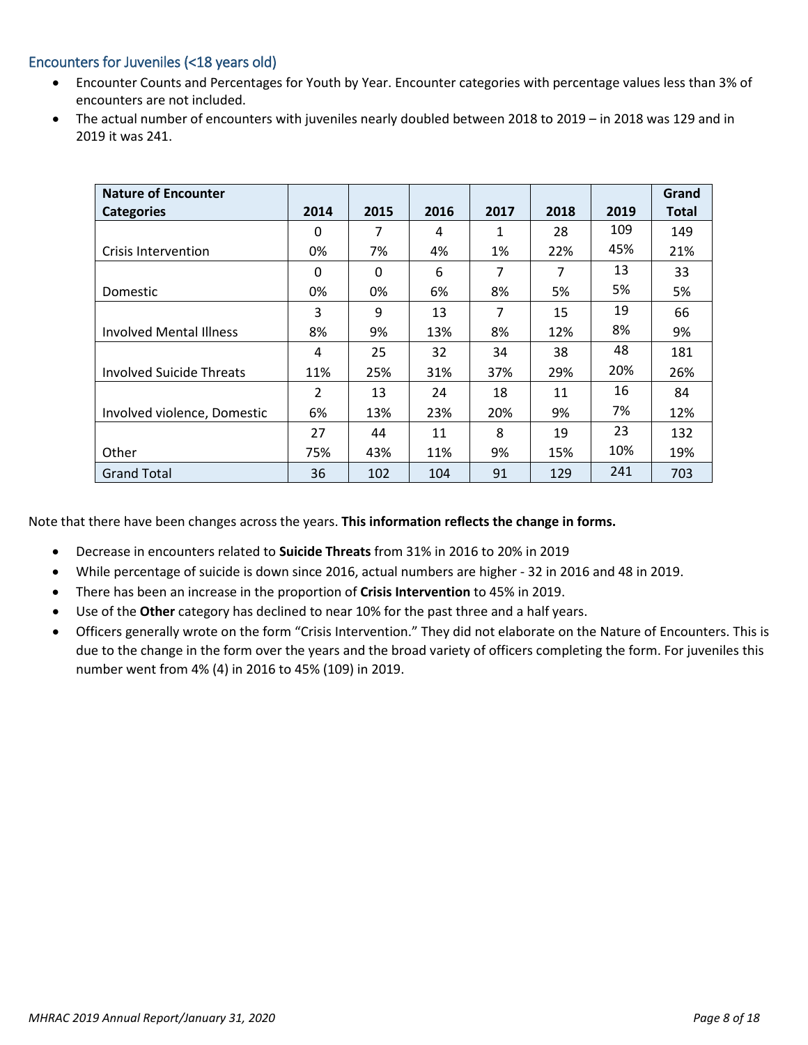## Encounters for Juveniles (<18 years old)

- Encounter Counts and Percentages for Youth by Year. Encounter categories with percentage values less than 3% of encounters are not included.
- The actual number of encounters with juveniles nearly doubled between 2018 to 2019 – in 2018 was 129 and in 2019 it was 241.

| Nature of Encounter Categories | 2014 | 2015 | 2016 | 2017 | 2018 | 2019 | Grand Total |
|---|---|---|---|---|---|---|---|
| Crisis Intervention | 0<br>0% | 7<br>7% | 4<br>4% | 1<br>1% | 28<br>22% | 109<br>45% | 149<br>21% |
| Domestic | 0<br>0% | 0<br>0% | 6<br>6% | 7<br>8% | 7<br>5% | 13<br>5% | 33<br>5% |
| Involved Mental Illness | 3<br>8% | 9<br>9% | 13<br>13% | 7<br>8% | 15<br>12% | 19<br>8% | 66<br>9% |
| Involved Suicide Threats | 4<br>11% | 25<br>25% | 32<br>31% | 34<br>37% | 38<br>29% | 48<br>20% | 181<br>26% |
| Involved violence, Domestic | 2<br>6% | 13<br>13% | 24<br>23% | 18<br>20% | 11<br>9% | 16<br>7% | 84<br>12% |
| Other | 27<br>75% | 44<br>43% | 11<br>11% | 8<br>9% | 19<br>15% | 23<br>10% | 132<br>19% |
| Grand Total | 36 | 102 | 104 | 91 | 129 | 241 | 703 |

Note that there have been changes across the years. **This information reflects the change in forms.**

- Decrease in encounters related to **Suicide Threats** from 31% in 2016 to 20% in 2019
- While percentage of suicide is down since 2016, actual numbers are higher - 32 in 2016 and 48 in 2019.
- There has been an increase in the proportion of **Crisis Intervention** to 45% in 2019.
- Use of the **Other** category has declined to near 10% for the past three and a half years.
- Officers generally wrote on the form "Crisis Intervention." They did not elaborate on the Nature of Encounters. This is due to the change in the form over the years and the broad variety of officers completing the form. For juveniles this number went from 4% (4) in 2016 to 45% (109) in 2019.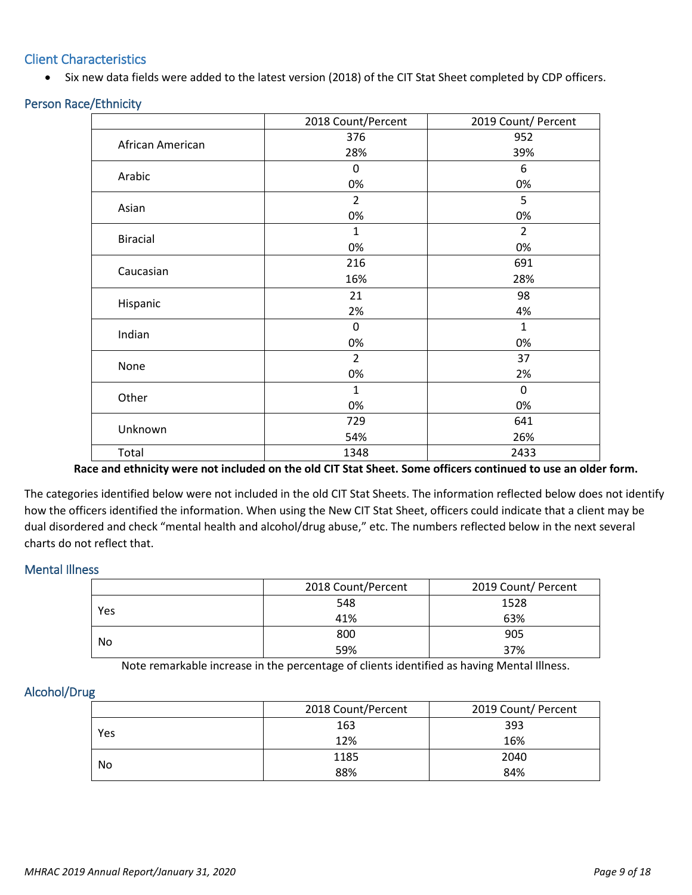## Client Characteristics

- Six new data fields were added to the latest version (2018) of the CIT Stat Sheet completed by CDP officers.

### Person Race/Ethnicity

| | 2018 Count/Percent | 2019 Count/ Percent |
|---|---|---|
| African American | 376<br>28% | 952<br>39% |
| Arabic | 0<br>0% | 6<br>0% |
| Asian | 2<br>0% | 5<br>0% |
| Biracial | 1<br>0% | 2<br>0% |
| Caucasian | 216<br>16% | 691<br>28% |
| Hispanic | 21<br>2% | 98<br>4% |
| Indian | 0<br>0% | 1<br>0% |
| None | 2<br>0% | 37<br>2% |
| Other | 1<br>0% | 0<br>0% |
| Unknown | 729<br>54% | 641<br>26% |
| Total | 1348 | 2433 |

**Race and ethnicity were not included on the old CIT Stat Sheet. Some officers continued to use an older form.**

The categories identified below were not included in the old CIT Stat Sheets. The information reflected below does not identify how the officers identified the information. When using the New CIT Stat Sheet, officers could indicate that a client may be dual disordered and check "mental health and alcohol/drug abuse," etc. The numbers reflected below in the next several charts do not reflect that.

### Mental Illness

| | 2018 Count/Percent | 2019 Count/ Percent |
|---|---|---|
| Yes | 548<br>41% | 1528<br>63% |
| No | 800<br>59% | 905<br>37% |

Note remarkable increase in the percentage of clients identified as having Mental Illness.

### Alcohol/Drug

| | 2018 Count/Percent | 2019 Count/ Percent |
|---|---|---|
| Yes | 163<br>12% | 393<br>16% |
| No | 1185<br>88% | 2040<br>84% |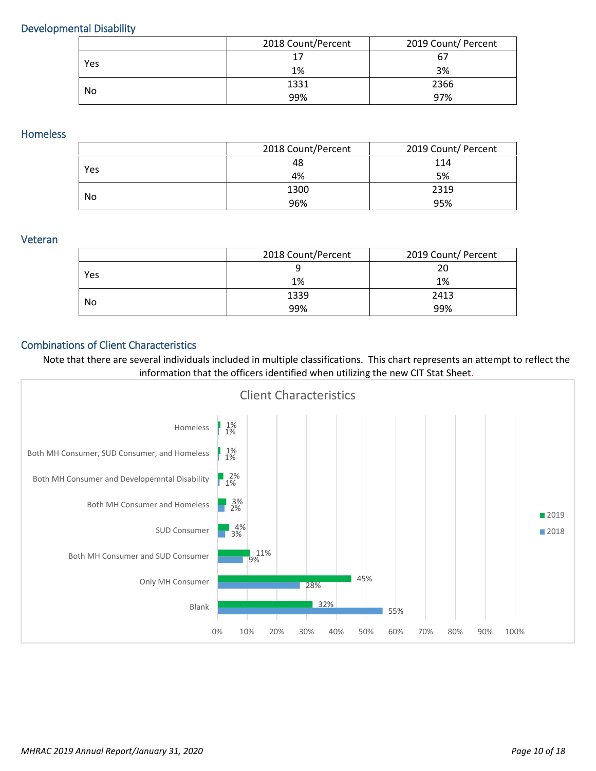## Developmental Disability

| | 2018 Count/Percent | 2019 Count/ Percent |
|---|---|---|
| Yes | 17<br>1% | 67<br>3% |
| No | 1331<br>99% | 2366<br>97% |

## Homeless

| | 2018 Count/Percent | 2019 Count/ Percent |
|---|---|---|
| Yes | 48<br>4% | 114<br>5% |
| No | 1300<br>96% | 2319<br>95% |

## Veteran

| | 2018 Count/Percent | 2019 Count/ Percent |
|---|---|---|
| Yes | 9<br>1% | 20<br>1% |
| No | 1339<br>99% | 2413<br>99% |

## Combinations of Client Characteristics

Note that there are several individuals included in multiple classifications. This chart represents an attempt to reflect the information that the officers identified when utilizing the new CIT Stat Sheet.

**Client Characteristics**

| | 2019 | 2018 |
|---|---|---|
| Homeless | 1% | 1% |
| Both MH Consumer, SUD Consumer, and Homeless | 1% | 1% |
| Both MH Consumer and Developemntal Disability | 2% | 1% |
| Both MH Consumer and Homeless | 3% | 2% |
| SUD Consumer | 4% | 3% |
| Both MH Consumer and SUD Consumer | 11% | 9% |
| Only MH Consumer | 45% | 28% |
| Blank | 32% | 55% |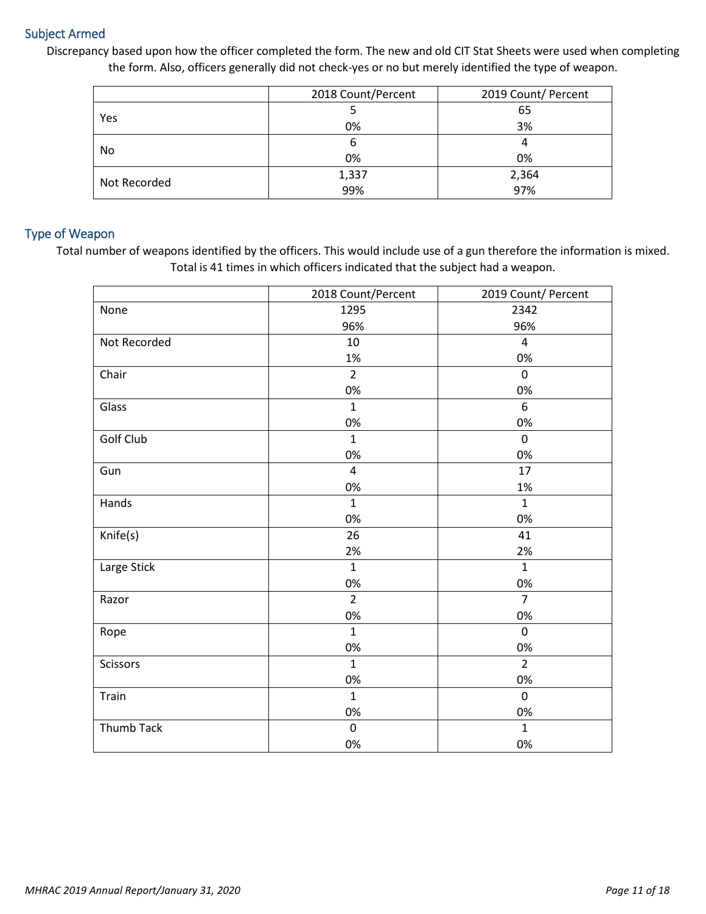## Subject Armed

Discrepancy based upon how the officer completed the form. The new and old CIT Stat Sheets were used when completing the form. Also, officers generally did not check-yes or no but merely identified the type of weapon.

| | 2018 Count/Percent | 2019 Count/ Percent |
|---|---|---|
| Yes | 5<br>0% | 65<br>3% |
| No | 6<br>0% | 4<br>0% |
| Not Recorded | 1,337<br>99% | 2,364<br>97% |

## Type of Weapon

Total number of weapons identified by the officers. This would include use of a gun therefore the information is mixed. Total is 41 times in which officers indicated that the subject had a weapon.

| | 2018 Count/Percent | 2019 Count/ Percent |
|---|---|---|
| None | 1295<br>96% | 2342<br>96% |
| Not Recorded | 10<br>1% | 4<br>0% |
| Chair | 2<br>0% | 0<br>0% |
| Glass | 1<br>0% | 6<br>0% |
| Golf Club | 1<br>0% | 0<br>0% |
| Gun | 4<br>0% | 17<br>1% |
| Hands | 1<br>0% | 1<br>0% |
| Knife(s) | 26<br>2% | 41<br>2% |
| Large Stick | 1<br>0% | 1<br>0% |
| Razor | 2<br>0% | 7<br>0% |
| Rope | 1<br>0% | 0<br>0% |
| Scissors | 1<br>0% | 2<br>0% |
| Train | 1<br>0% | 0<br>0% |
| Thumb Tack | 0<br>0% | 1<br>0% |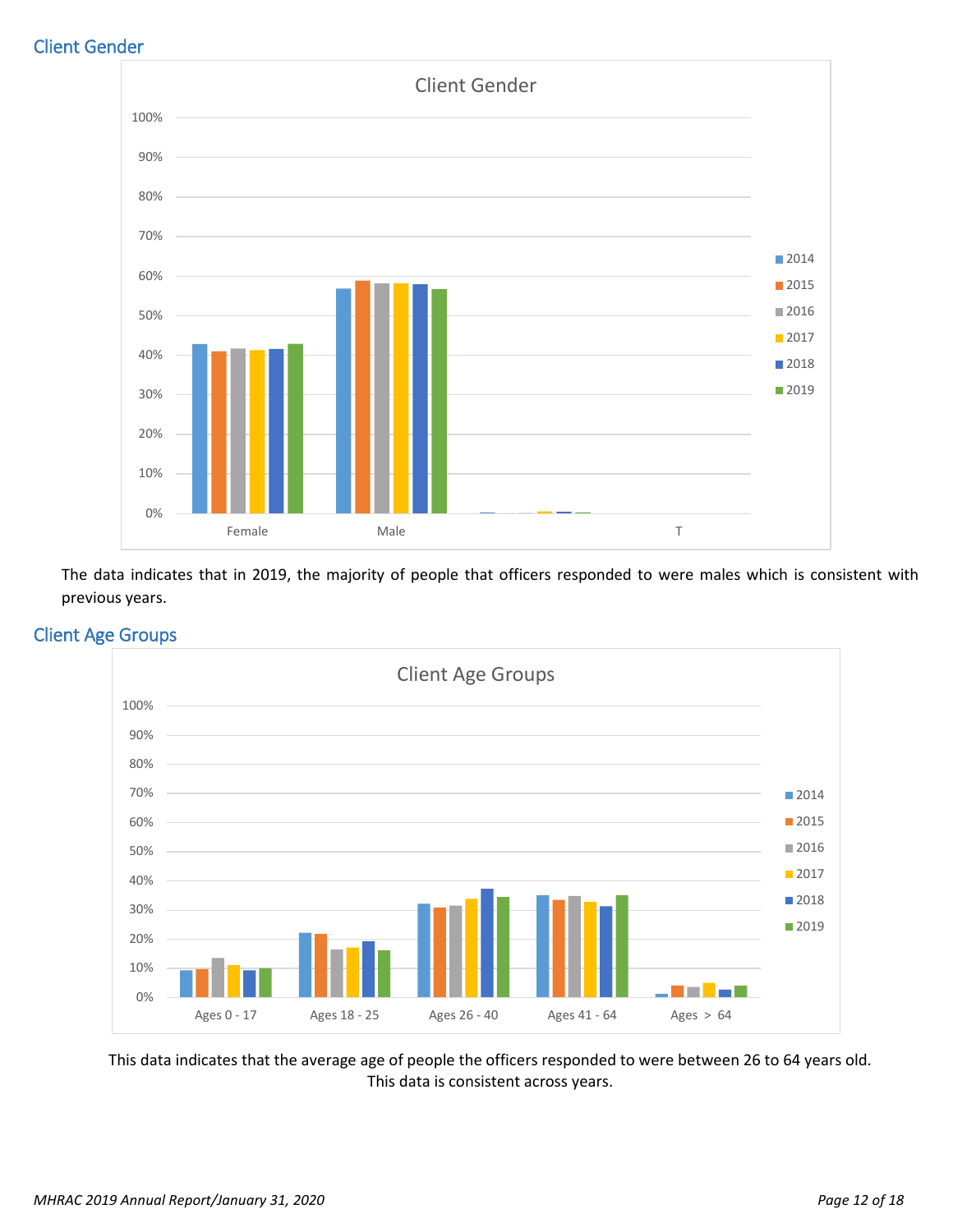## Client Gender

The data indicates that in 2019, the majority of people that officers responded to were males which is consistent with previous years.

## Client Age Groups

This data indicates that the average age of people the officers responded to were between 26 to 64 years old. This data is consistent across years.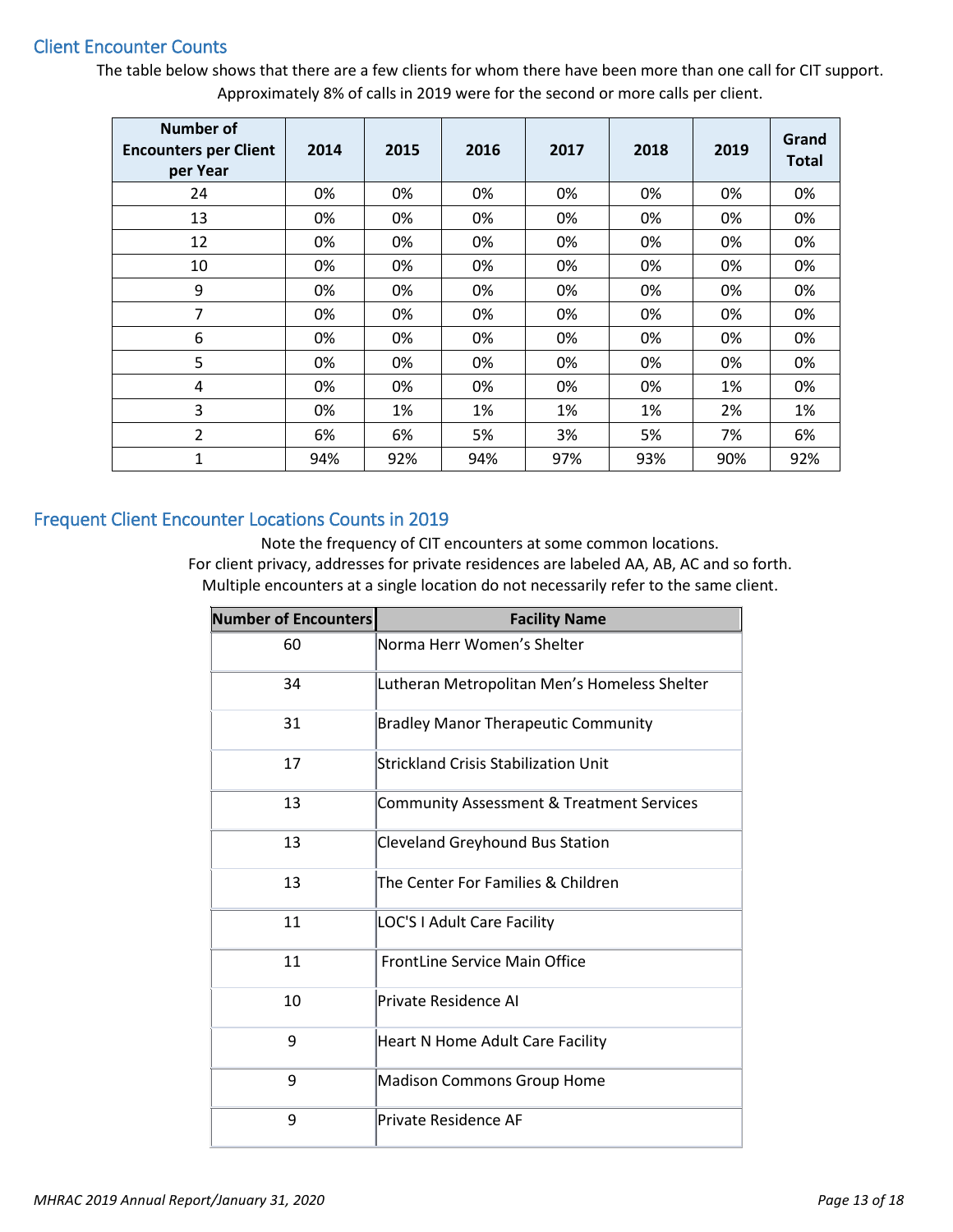## Client Encounter Counts

The table below shows that there are a few clients for whom there have been more than one call for CIT support. Approximately 8% of calls in 2019 were for the second or more calls per client.

| Number of Encounters per Client per Year | 2014 | 2015 | 2016 | 2017 | 2018 | 2019 | Grand Total |
|---|---|---|---|---|---|---|---|
| 24 | 0% | 0% | 0% | 0% | 0% | 0% | 0% |
| 13 | 0% | 0% | 0% | 0% | 0% | 0% | 0% |
| 12 | 0% | 0% | 0% | 0% | 0% | 0% | 0% |
| 10 | 0% | 0% | 0% | 0% | 0% | 0% | 0% |
| 9 | 0% | 0% | 0% | 0% | 0% | 0% | 0% |
| 7 | 0% | 0% | 0% | 0% | 0% | 0% | 0% |
| 6 | 0% | 0% | 0% | 0% | 0% | 0% | 0% |
| 5 | 0% | 0% | 0% | 0% | 0% | 0% | 0% |
| 4 | 0% | 0% | 0% | 0% | 0% | 1% | 0% |
| 3 | 0% | 1% | 1% | 1% | 1% | 2% | 1% |
| 2 | 6% | 6% | 5% | 3% | 5% | 7% | 6% |
| 1 | 94% | 92% | 94% | 97% | 93% | 90% | 92% |

## Frequent Client Encounter Locations Counts in 2019

Note the frequency of CIT encounters at some common locations.
For client privacy, addresses for private residences are labeled AA, AB, AC and so forth.
Multiple encounters at a single location do not necessarily refer to the same client.

| Number of Encounters | Facility Name |
|---|---|
| 60 | Norma Herr Women's Shelter |
| 34 | Lutheran Metropolitan Men's Homeless Shelter |
| 31 | Bradley Manor Therapeutic Community |
| 17 | Strickland Crisis Stabilization Unit |
| 13 | Community Assessment & Treatment Services |
| 13 | Cleveland Greyhound Bus Station |
| 13 | The Center For Families & Children |
| 11 | LOC'S I Adult Care Facility |
| 11 | FrontLine Service Main Office |
| 10 | Private Residence AI |
| 9 | Heart N Home Adult Care Facility |
| 9 | Madison Commons Group Home |
| 9 | Private Residence AF |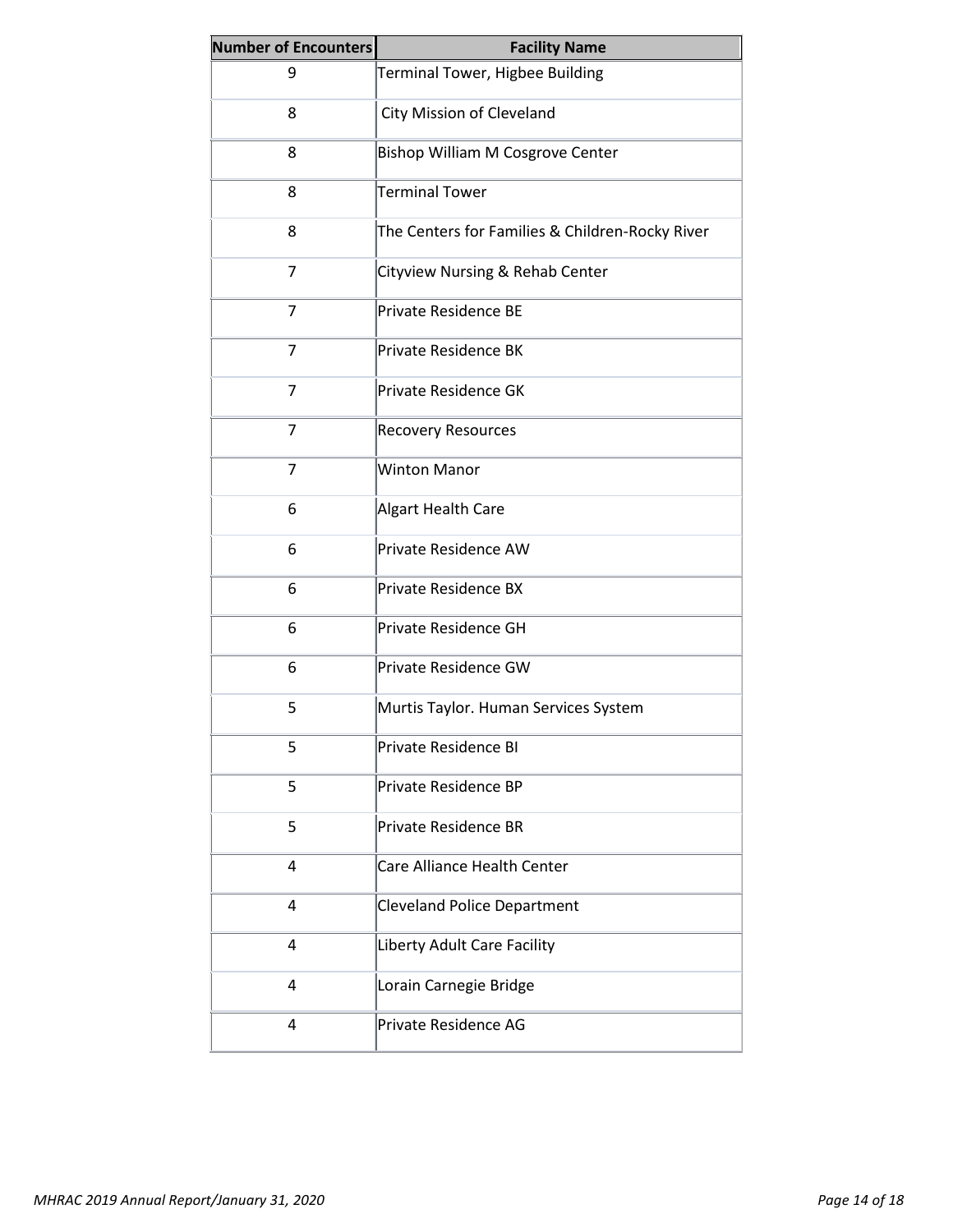| Number of Encounters | Facility Name |
|---|---|
| 9 | Terminal Tower, Higbee Building |
| 8 | City Mission of Cleveland |
| 8 | Bishop William M Cosgrove Center |
| 8 | Terminal Tower |
| 8 | The Centers for Families & Children-Rocky River |
| 7 | Cityview Nursing & Rehab Center |
| 7 | Private Residence BE |
| 7 | Private Residence BK |
| 7 | Private Residence GK |
| 7 | Recovery Resources |
| 7 | Winton Manor |
| 6 | Algart Health Care |
| 6 | Private Residence AW |
| 6 | Private Residence BX |
| 6 | Private Residence GH |
| 6 | Private Residence GW |
| 5 | Murtis Taylor. Human Services System |
| 5 | Private Residence BI |
| 5 | Private Residence BP |
| 5 | Private Residence BR |
| 4 | Care Alliance Health Center |
| 4 | Cleveland Police Department |
| 4 | Liberty Adult Care Facility |
| 4 | Lorain Carnegie Bridge |
| 4 | Private Residence AG |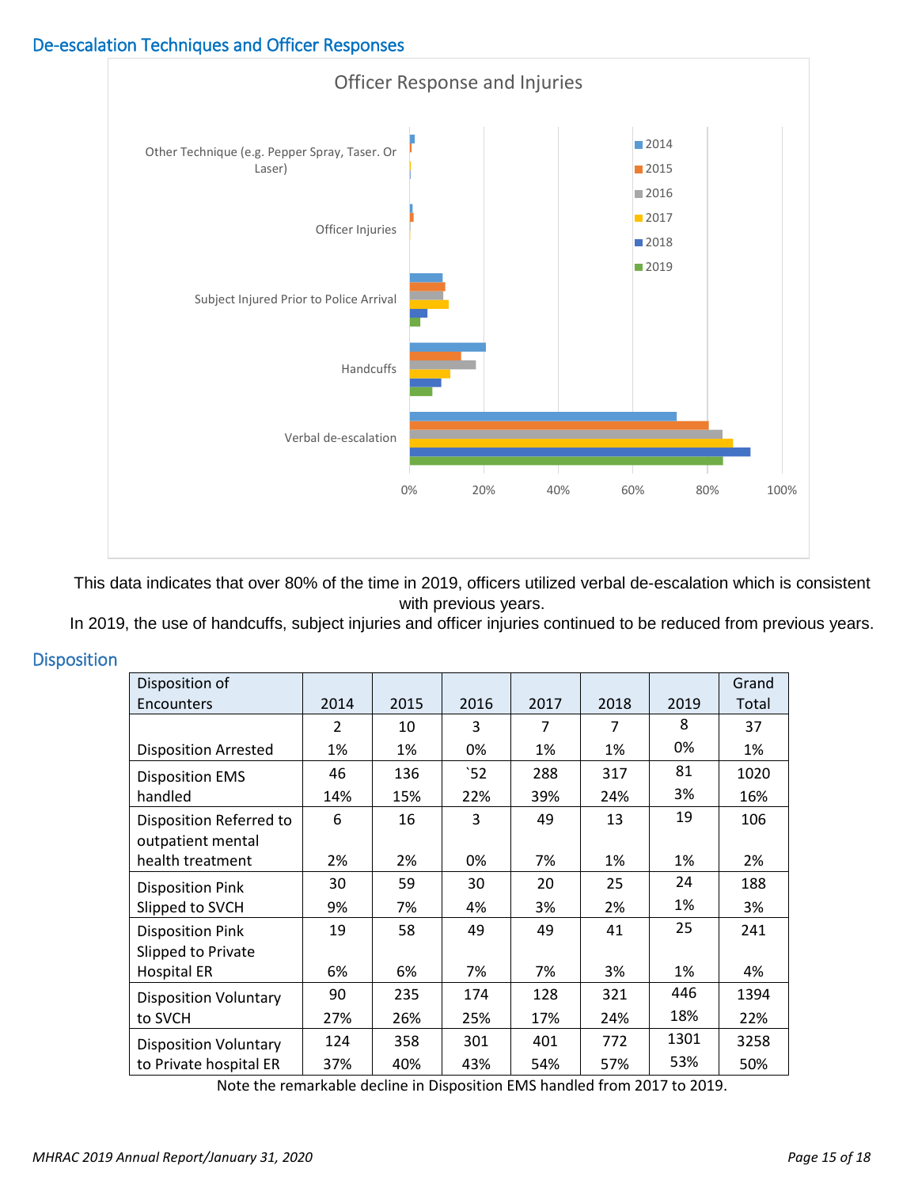## De-escalation Techniques and Officer Responses

This data indicates that over 80% of the time in 2019, officers utilized verbal de-escalation which is consistent with previous years.

In 2019, the use of handcuffs, subject injuries and officer injuries continued to be reduced from previous years.

## Disposition

| Disposition of Encounters | 2014 | 2015 | 2016 | 2017 | 2018 | 2019 | Grand Total |
|---|---|---|---|---|---|---|---|
| Disposition Arrested | 2<br>1% | 10<br>1% | 3<br>0% | 7<br>1% | 7<br>1% | 8<br>0% | 37<br>1% |
| Disposition EMS handled | 46<br>14% | 136<br>15% | `52<br>22% | 288<br>39% | 317<br>24% | 81<br>3% | 1020<br>16% |
| Disposition Referred to outpatient mental health treatment | 6<br>2% | 16<br>2% | 3<br>0% | 49<br>7% | 13<br>1% | 19<br>1% | 106<br>2% |
| Disposition Pink Slipped to SVCH | 30<br>9% | 59<br>7% | 30<br>4% | 20<br>3% | 25<br>2% | 24<br>1% | 188<br>3% |
| Disposition Pink Slipped to Private Hospital ER | 19<br>6% | 58<br>6% | 49<br>7% | 49<br>7% | 41<br>3% | 25<br>1% | 241<br>4% |
| Disposition Voluntary to SVCH | 90<br>27% | 235<br>26% | 174<br>25% | 128<br>17% | 321<br>24% | 446<br>18% | 1394<br>22% |
| Disposition Voluntary to Private hospital ER | 124<br>37% | 358<br>40% | 301<br>43% | 401<br>54% | 772<br>57% | 1301<br>53% | 3258<br>50% |

Note the remarkable decline in Disposition EMS handled from 2017 to 2019.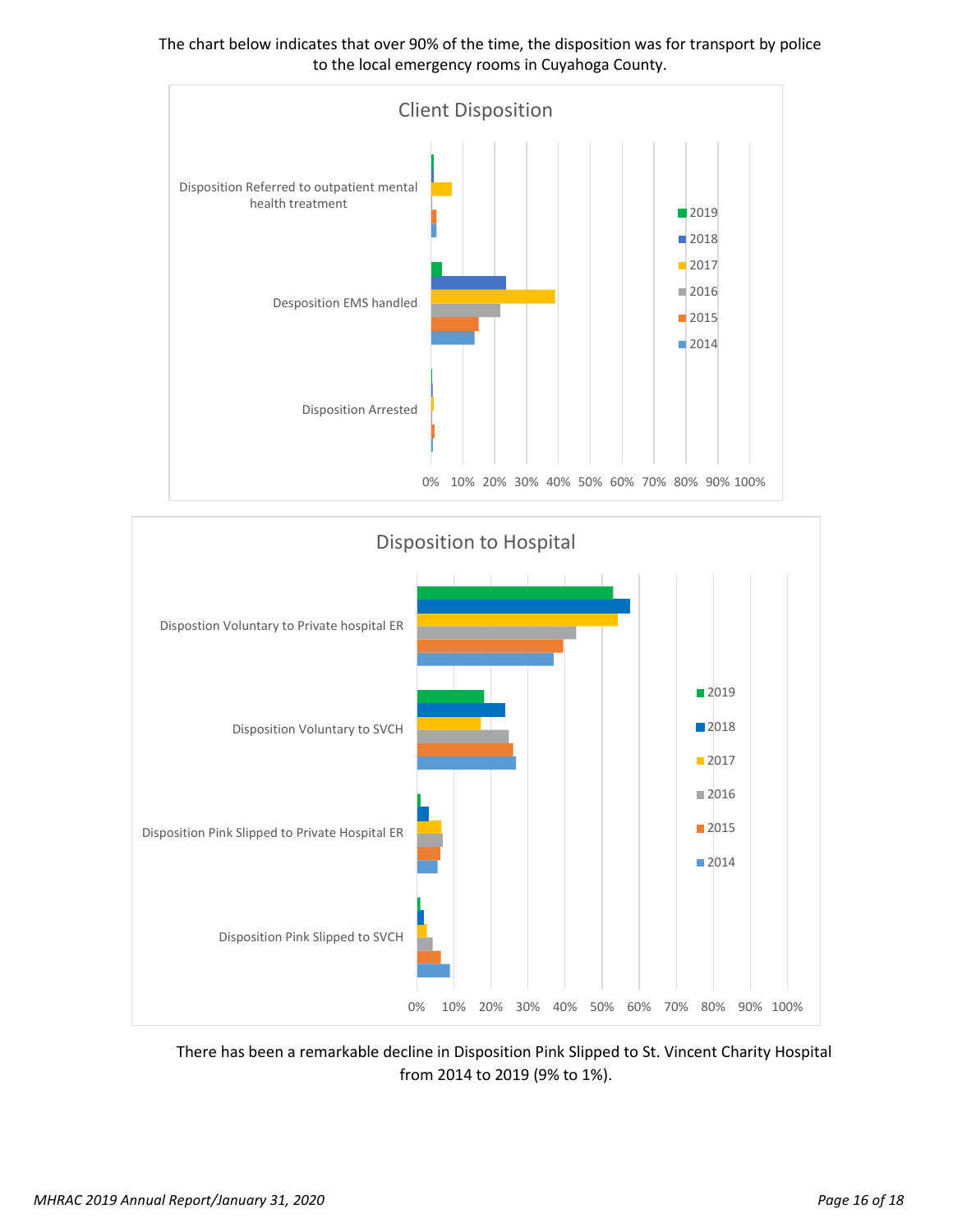The chart below indicates that over 90% of the time, the disposition was for transport by police to the local emergency rooms in Cuyahoga County.

Client Disposition

Disposition Referred to outpatient mental health treatment

Desposition EMS handled

Disposition Arrested

0% 10% 20% 30% 40% 50% 60% 70% 80% 90% 100%

2019 2018 2017 2016 2015 2014

Disposition to Hospital

Dispostion Voluntary to Private hospital ER

Disposition Voluntary to SVCH

Disposition Pink Slipped to Private Hospital ER

Disposition Pink Slipped to SVCH

0% 10% 20% 30% 40% 50% 60% 70% 80% 90% 100%

2019 2018 2017 2016 2015 2014

There has been a remarkable decline in Disposition Pink Slipped to St. Vincent Charity Hospital from 2014 to 2019 (9% to 1%).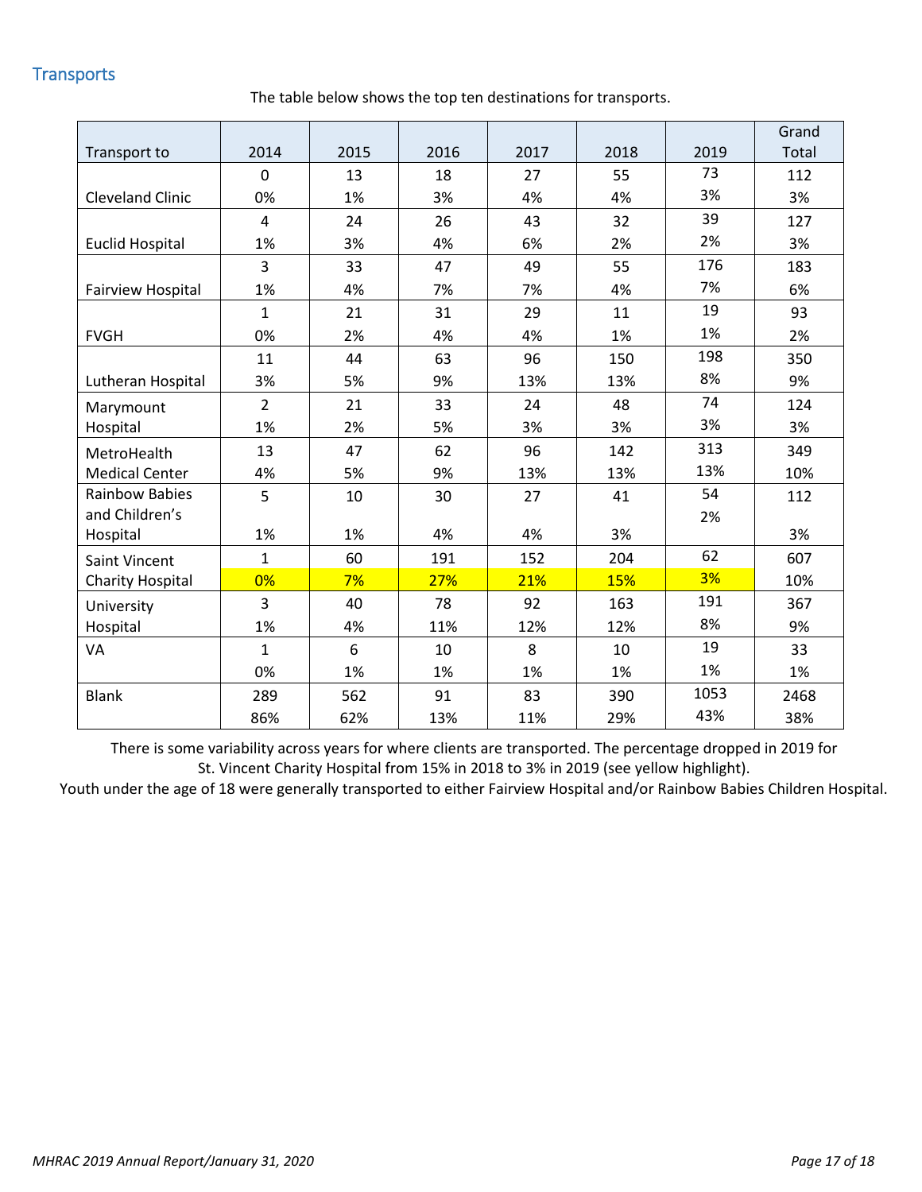## Transports

The table below shows the top ten destinations for transports.

| Transport to | 2014 | 2015 | 2016 | 2017 | 2018 | 2019 | Grand Total |
|---|---|---|---|---|---|---|---|
| Cleveland Clinic | 0<br>0% | 13<br>1% | 18<br>3% | 27<br>4% | 55<br>4% | 73<br>3% | 112<br>3% |
| Euclid Hospital | 4<br>1% | 24<br>3% | 26<br>4% | 43<br>6% | 32<br>2% | 39<br>2% | 127<br>3% |
| Fairview Hospital | 3<br>1% | 33<br>4% | 47<br>7% | 49<br>7% | 55<br>4% | 176<br>7% | 183<br>6% |
| FVGH | 1<br>0% | 21<br>2% | 31<br>4% | 29<br>4% | 11<br>1% | 19<br>1% | 93<br>2% |
| Lutheran Hospital | 11<br>3% | 44<br>5% | 63<br>9% | 96<br>13% | 150<br>13% | 198<br>8% | 350<br>9% |
| Marymount Hospital | 2<br>1% | 21<br>2% | 33<br>5% | 24<br>3% | 48<br>3% | 74<br>3% | 124<br>3% |
| MetroHealth Medical Center | 13<br>4% | 47<br>5% | 62<br>9% | 96<br>13% | 142<br>13% | 313<br>13% | 349<br>10% |
| Rainbow Babies and Children's Hospital | 5<br>1% | 10<br>1% | 30<br>4% | 27<br>4% | 41<br>3% | 54<br>2% | 112<br>3% |
| Saint Vincent Charity Hospital | 1<br>0% | 60<br>7% | 191<br>27% | 152<br>21% | 204<br>15% | 62<br>3% | 607<br>10% |
| University Hospital | 3<br>1% | 40<br>4% | 78<br>11% | 92<br>12% | 163<br>12% | 191<br>8% | 367<br>9% |
| VA | 1<br>0% | 6<br>1% | 10<br>1% | 8<br>1% | 10<br>1% | 19<br>1% | 33<br>1% |
| Blank | 289<br>86% | 562<br>62% | 91<br>13% | 83<br>11% | 390<br>29% | 1053<br>43% | 2468<br>38% |

There is some variability across years for where clients are transported. The percentage dropped in 2019 for St. Vincent Charity Hospital from 15% in 2018 to 3% in 2019 (see yellow highlight).

Youth under the age of 18 were generally transported to either Fairview Hospital and/or Rainbow Babies Children Hospital.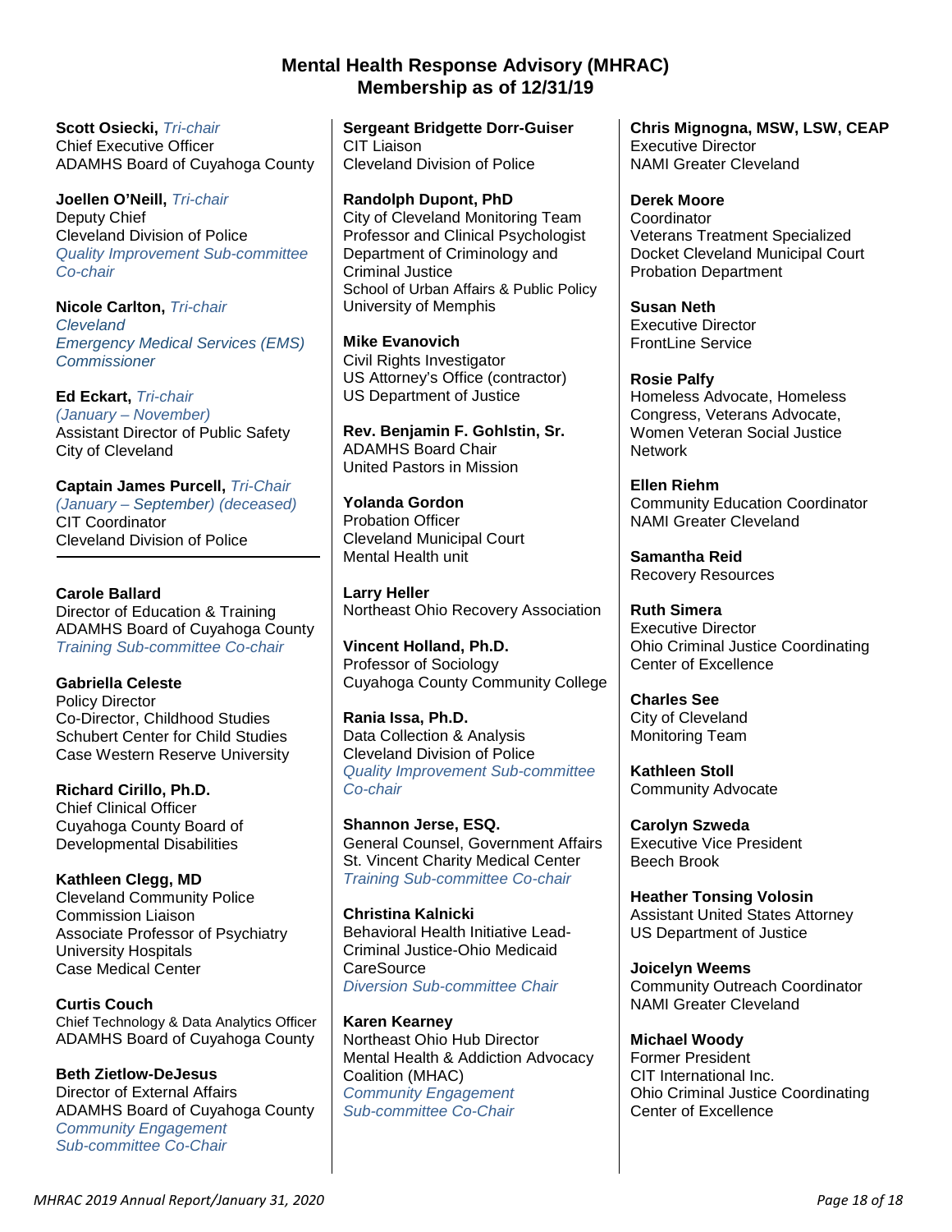# Mental Health Response Advisory (MHRAC) Membership as of 12/31/19

**Scott Osiecki,** *Tri-chair*
Chief Executive Officer
ADAMHS Board of Cuyahoga County

**Joellen O'Neill,** *Tri-chair*
Deputy Chief
Cleveland Division of Police
*Quality Improvement Sub-committee Co-chair*

**Nicole Carlton,** *Tri-chair*
*Cleveland Emergency Medical Services (EMS) Commissioner*

**Ed Eckart,** *Tri-chair (January – November)*
Assistant Director of Public Safety
City of Cleveland

**Captain James Purcell,** *Tri-Chair (January – September) (deceased)*
CIT Coordinator
Cleveland Division of Police

---

**Carole Ballard**
Director of Education & Training
ADAMHS Board of Cuyahoga County
*Training Sub-committee Co-chair*

**Gabriella Celeste**
Policy Director
Co-Director, Childhood Studies
Schubert Center for Child Studies
Case Western Reserve University

**Richard Cirillo, Ph.D.**
Chief Clinical Officer
Cuyahoga County Board of Developmental Disabilities

**Kathleen Clegg, MD**
Cleveland Community Police Commission Liaison
Associate Professor of Psychiatry
University Hospitals
Case Medical Center

**Curtis Couch**
Chief Technology & Data Analytics Officer
ADAMHS Board of Cuyahoga County

**Beth Zietlow-DeJesus**
Director of External Affairs
ADAMHS Board of Cuyahoga County
*Community Engagement Sub-committee Co-Chair*

**Sergeant Bridgette Dorr-Guiser**
CIT Liaison
Cleveland Division of Police

**Randolph Dupont, PhD**
City of Cleveland Monitoring Team
Professor and Clinical Psychologist
Department of Criminology and Criminal Justice
School of Urban Affairs & Public Policy
University of Memphis

**Mike Evanovich**
Civil Rights Investigator
US Attorney's Office (contractor)
US Department of Justice

**Rev. Benjamin F. Gohlstin, Sr.**
ADAMHS Board Chair
United Pastors in Mission

**Yolanda Gordon**
Probation Officer
Cleveland Municipal Court
Mental Health unit

**Larry Heller**
Northeast Ohio Recovery Association

**Vincent Holland, Ph.D.**
Professor of Sociology
Cuyahoga County Community College

**Rania Issa, Ph.D.**
Data Collection & Analysis
Cleveland Division of Police
*Quality Improvement Sub-committee Co-chair*

**Shannon Jerse, ESQ.**
General Counsel, Government Affairs
St. Vincent Charity Medical Center
*Training Sub-committee Co-chair*

**Christina Kalnicki**
Behavioral Health Initiative Lead-Criminal Justice-Ohio Medicaid
CareSource
*Diversion Sub-committee Chair*

**Karen Kearney**
Northeast Ohio Hub Director
Mental Health & Addiction Advocacy Coalition (MHAC)
*Community Engagement Sub-committee Co-Chair*

**Chris Mignogna, MSW, LSW, CEAP**
Executive Director
NAMI Greater Cleveland

**Derek Moore**
Coordinator
Veterans Treatment Specialized Docket Cleveland Municipal Court Probation Department

**Susan Neth**
Executive Director
FrontLine Service

**Rosie Palfy**
Homeless Advocate, Homeless Congress, Veterans Advocate, Women Veteran Social Justice Network

**Ellen Riehm**
Community Education Coordinator
NAMI Greater Cleveland

**Samantha Reid**
Recovery Resources

**Ruth Simera**
Executive Director
Ohio Criminal Justice Coordinating Center of Excellence

**Charles See**
City of Cleveland
Monitoring Team

**Kathleen Stoll**
Community Advocate

**Carolyn Szweda**
Executive Vice President
Beech Brook

**Heather Tonsing Volosin**
Assistant United States Attorney
US Department of Justice

**Joicelyn Weems**
Community Outreach Coordinator
NAMI Greater Cleveland

**Michael Woody**
Former President
CIT International Inc.
Ohio Criminal Justice Coordinating Center of Excellence